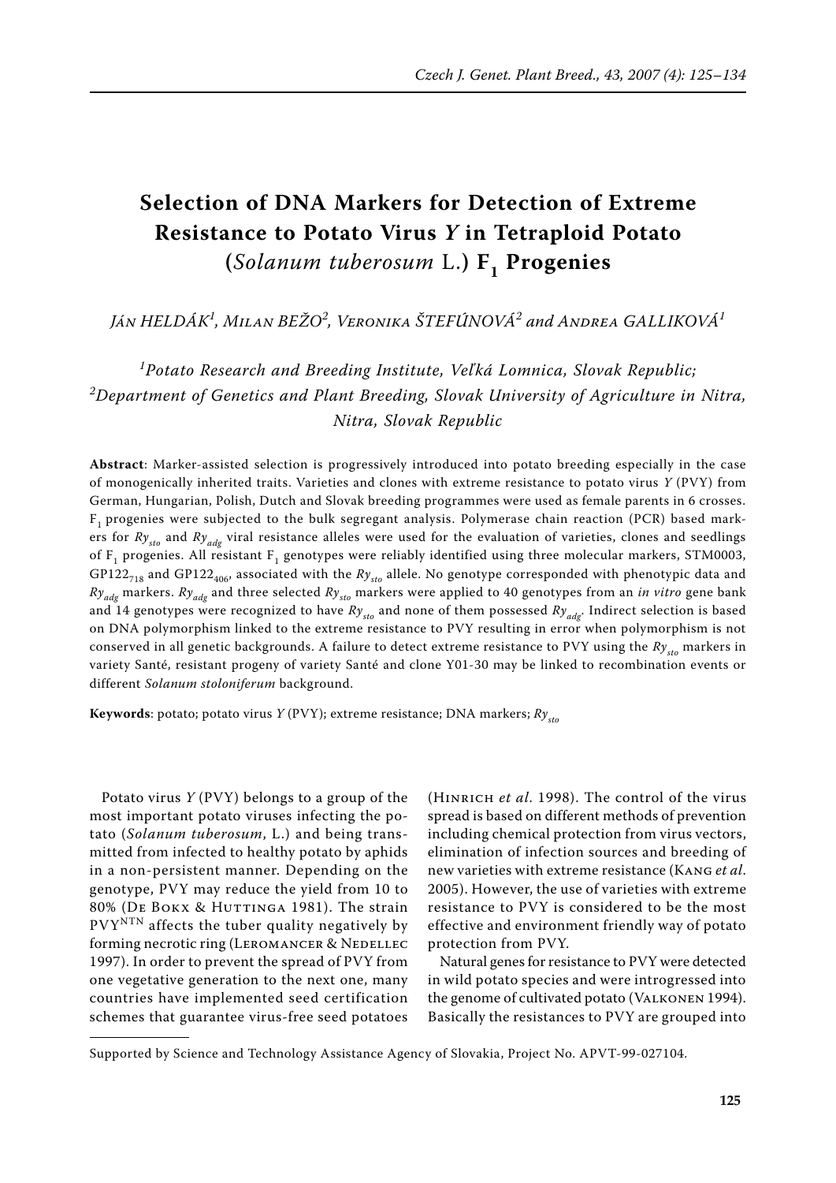# Selection of DNA Markers for Detection of Extreme Resistance to Potato Virus *Y* in Tetraploid Potato (*Solanum tuberosum* L.) $F_1$ Progenies

*Ján HELDÁK[1], Milan BEŽO[2], Veronika ŠTEFÚNOVÁ[2] and Andrea GALLIKOVÁ[1]*

*[1]Potato Research and Breeding Institute, Veľká Lomnica, Slovak Republic;*
*[2]Department of Genetics and Plant Breeding, Slovak University of Agriculture in Nitra, Nitra, Slovak Republic*

**Abstract**: Marker-assisted selection is progressively introduced into potato breeding especially in the case of monogenically inherited traits. Varieties and clones with extreme resistance to potato virus *Y* (PVY) from German, Hungarian, Polish, Dutch and Slovak breeding programmes were used as female parents in 6 crosses. $F_1$ progenies were subjected to the bulk segregant analysis. Polymerase chain reaction (PCR) based markers for $Ry_{sto}$ and $Ry_{adg}$ viral resistance alleles were used for the evaluation of varieties, clones and seedlings of $F_1$ progenies. All resistant $F_1$ genotypes were reliably identified using three molecular markers, STM0003, $GP122_{718}$ and $GP122_{406}$, associated with the $Ry_{sto}$ allele. No genotype corresponded with phenotypic data and $Ry_{adg}$ markers. $Ry_{adg}$ and three selected $Ry_{sto}$ markers were applied to 40 genotypes from an *in vitro* gene bank and 14 genotypes were recognized to have $Ry_{sto}$ and none of them possessed $Ry_{adg}$. Indirect selection is based on DNA polymorphism linked to the extreme resistance to PVY resulting in error when polymorphism is not conserved in all genetic backgrounds. A failure to detect extreme resistance to PVY using the $Ry_{sto}$ markers in variety Santé, resistant progeny of variety Santé and clone Y01-30 may be linked to recombination events or different *Solanum stoloniferum* background.

**Keywords**: potato; potato virus *Y* (PVY); extreme resistance; DNA markers; $Ry_{sto}$

Potato virus *Y* (PVY) belongs to a group of the most important potato viruses infecting the potato (*Solanum tuberosum*, L.) and being transmitted from infected to healthy potato by aphids in a non-persistent manner. Depending on the genotype, PVY may reduce the yield from 10 to 80% (De Bokx & Huttinga 1981). The strain $PVY^{NTN}$ affects the tuber quality negatively by forming necrotic ring (Leromancer & Nedellec 1997). In order to prevent the spread of PVY from one vegetative generation to the next one, many countries have implemented seed certification schemes that guarantee virus-free seed potatoes (Hinrich *et al*. 1998). The control of the virus spread is based on different methods of prevention including chemical protection from virus vectors, elimination of infection sources and breeding of new varieties with extreme resistance (Kang *et al*. 2005). However, the use of varieties with extreme resistance to PVY is considered to be the most effective and environment friendly way of potato protection from PVY.

Natural genes for resistance to PVY were detected in wild potato species and were introgressed into the genome of cultivated potato (Valkonen 1994). Basically the resistances to PVY are grouped into

Supported by Science and Technology Assistance Agency of Slovakia, Project No. APVT-99-027104.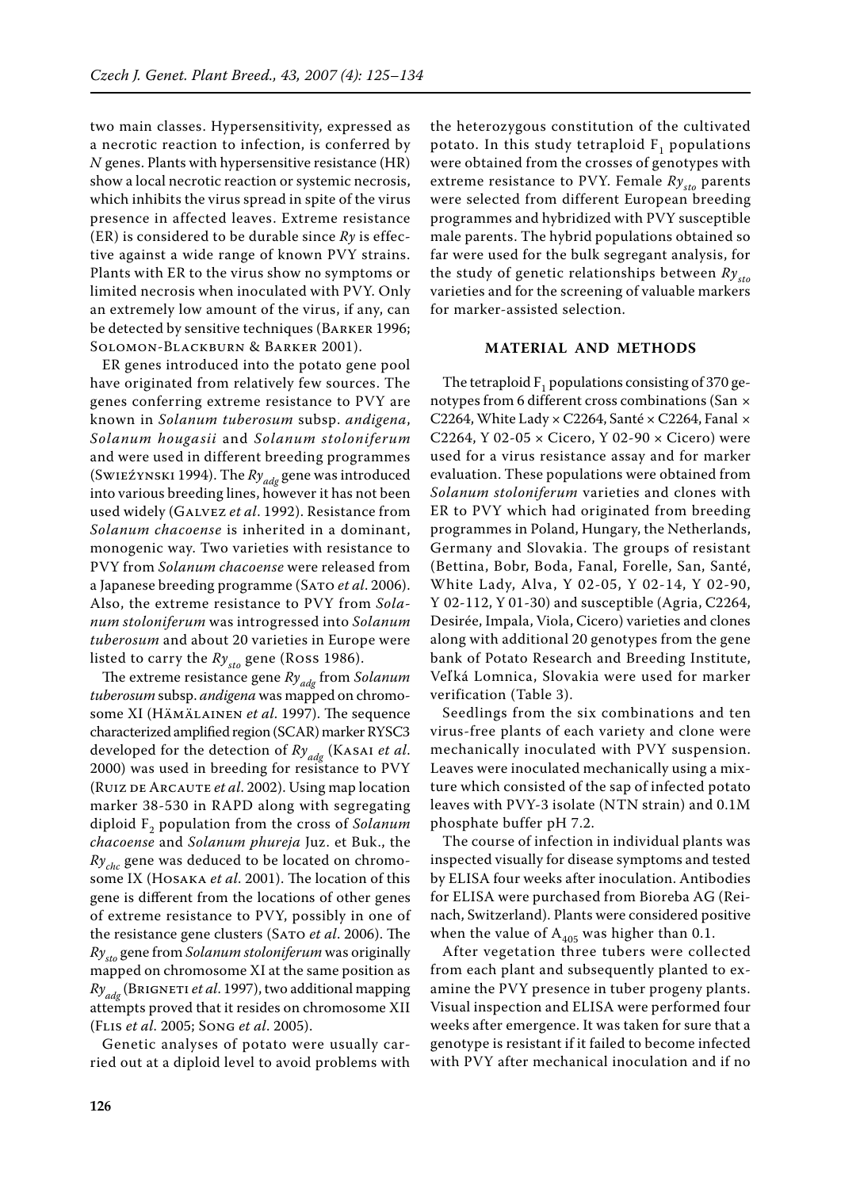two main classes. Hypersensitivity, expressed as a necrotic reaction to infection, is conferred by *N* genes. Plants with hypersensitive resistance (HR) show a local necrotic reaction or systemic necrosis, which inhibits the virus spread in spite of the virus presence in affected leaves. Extreme resistance (ER) is considered to be durable since *Ry* is effective against a wide range of known PVY strains. Plants with ER to the virus show no symptoms or limited necrosis when inoculated with PVY. Only an extremely low amount of the virus, if any, can be detected by sensitive techniques (Barker 1996; Solomon-Blackburn & Barker 2001).

ER genes introduced into the potato gene pool have originated from relatively few sources. The genes conferring extreme resistance to PVY are known in *Solanum tuberosum* subsp. *andigena*, *Solanum hougasii* and *Solanum stoloniferum* and were used in different breeding programmes (Swieźynski 1994). The $Ry_{adg}$ gene was introduced into various breeding lines, however it has not been used widely (Galvez *et al*. 1992). Resistance from *Solanum chacoense* is inherited in a dominant, monogenic way. Two varieties with resistance to PVY from *Solanum chacoense* were released from a Japanese breeding programme (Sato *et al*. 2006). Also, the extreme resistance to PVY from *Solanum stoloniferum* was introgressed into *Solanum tuberosum* and about 20 varieties in Europe were listed to carry the $Ry_{sto}$ gene (Ross 1986).

The extreme resistance gene $Ry_{adg}$ from *Solanum tuberosum* subsp. *andigena* was mapped on chromosome XI (Hämäläinen *et al*. 1997). The sequence characterized amplified region (SCAR) marker RYSC3 developed for the detection of $Ry_{adg}$ (Kasai *et al*. 2000) was used in breeding for resistance to PVY (Ruiz de Arcaute *et al*. 2002). Using map location marker 38-530 in RAPD along with segregating diploid $F_2$ population from the cross of *Solanum chacoense* and *Solanum phureja* Juz. et Buk., the $Ry_{chc}$ gene was deduced to be located on chromosome IX (Hosaka *et al*. 2001). The location of this gene is different from the locations of other genes of extreme resistance to PVY, possibly in one of the resistance gene clusters (Sato *et al*. 2006). The $Ry_{sto}$ gene from *Solanum stoloniferum* was originally mapped on chromosome XI at the same position as $Ry_{adg}$ (Brigneti *et al*. 1997), two additional mapping attempts proved that it resides on chromosome XII (Flis *et al*. 2005; Song *et al*. 2005).

Genetic analyses of potato were usually carried out at a diploid level to avoid problems with the heterozygous constitution of the cultivated potato. In this study tetraploid $F_1$ populations were obtained from the crosses of genotypes with extreme resistance to PVY. Female $Ry_{sto}$ parents were selected from different European breeding programmes and hybridized with PVY susceptible male parents. The hybrid populations obtained so far were used for the bulk segregant analysis, for the study of genetic relationships between $Ry_{sto}$ varieties and for the screening of valuable markers for marker-assisted selection.

## MATERIAL AND METHODS

The tetraploid $F_1$ populations consisting of 370 genotypes from 6 different cross combinations (San × C2264, White Lady × C2264, Santé × C2264, Fanal × C2264, Y 02-05 × Cicero, Y 02-90 × Cicero) were used for a virus resistance assay and for marker evaluation. These populations were obtained from *Solanum stoloniferum* varieties and clones with ER to PVY which had originated from breeding programmes in Poland, Hungary, the Netherlands, Germany and Slovakia. The groups of resistant (Bettina, Bobr, Boda, Fanal, Forelle, San, Santé, White Lady, Alva, Y 02-05, Y 02-14, Y 02-90, Y 02-112, Y 01-30) and susceptible (Agria, C2264, Desirée, Impala, Viola, Cicero) varieties and clones along with additional 20 genotypes from the gene bank of Potato Research and Breeding Institute, Veľká Lomnica, Slovakia were used for marker verification (Table 3).

Seedlings from the six combinations and ten virus-free plants of each variety and clone were mechanically inoculated with PVY suspension. Leaves were inoculated mechanically using a mixture which consisted of the sap of infected potato leaves with PVY-3 isolate (NTN strain) and 0.1M phosphate buffer pH 7.2.

The course of infection in individual plants was inspected visually for disease symptoms and tested by ELISA four weeks after inoculation. Antibodies for ELISA were purchased from Bioreba AG (Reinach, Switzerland). Plants were considered positive when the value of $A_{405}$ was higher than 0.1.

After vegetation three tubers were collected from each plant and subsequently planted to examine the PVY presence in tuber progeny plants. Visual inspection and ELISA were performed four weeks after emergence. It was taken for sure that a genotype is resistant if it failed to become infected with PVY after mechanical inoculation and if no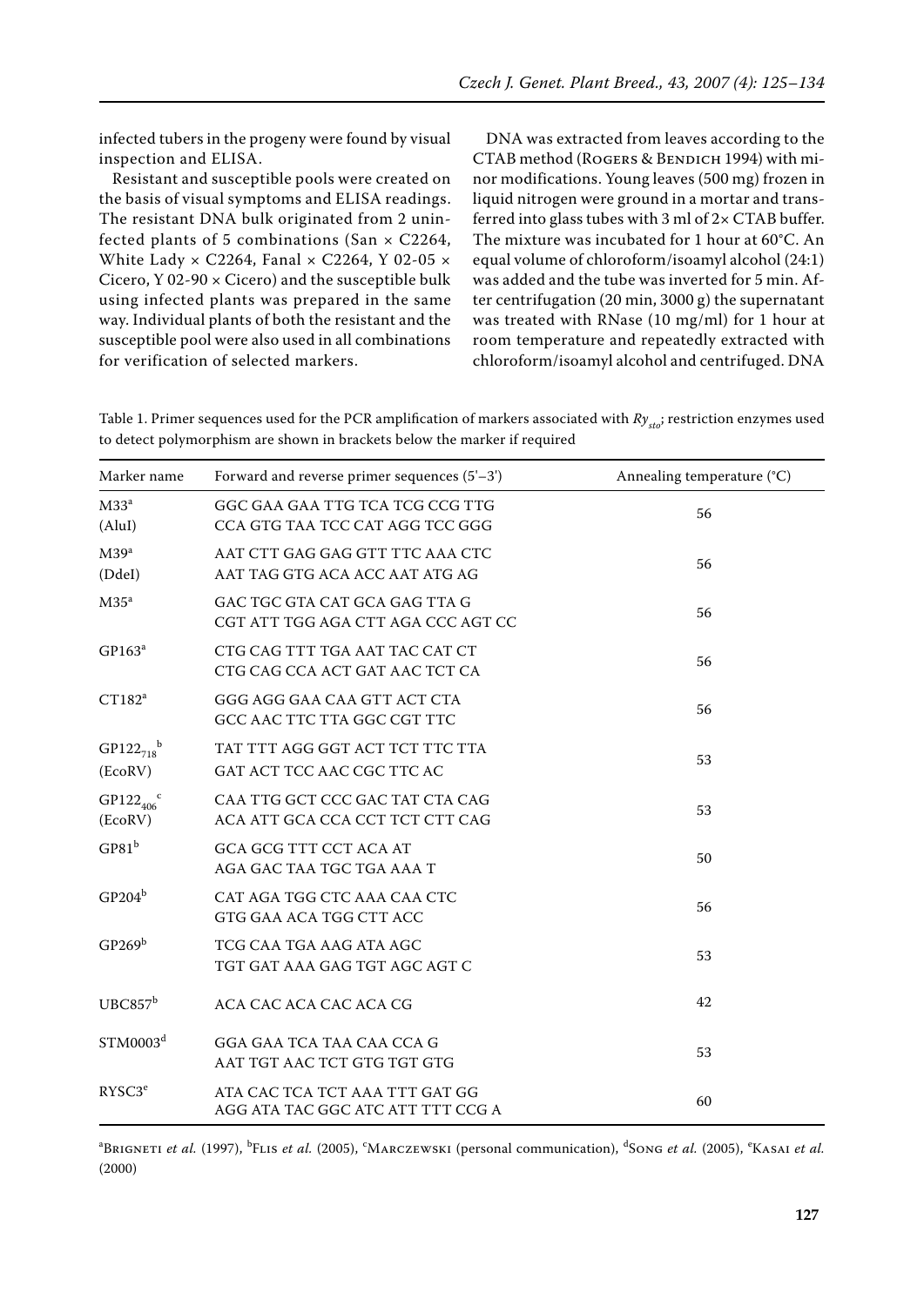infected tubers in the progeny were found by visual inspection and ELISA.

Resistant and susceptible pools were created on the basis of visual symptoms and ELISA readings. The resistant DNA bulk originated from 2 uninfected plants of 5 combinations (San × C2264, White Lady × C2264, Fanal × C2264, Y 02-05 × Cicero, Y 02-90 × Cicero) and the susceptible bulk using infected plants was prepared in the same way. Individual plants of both the resistant and the susceptible pool were also used in all combinations for verification of selected markers.

DNA was extracted from leaves according to the CTAB method (Rogers & Bendich 1994) with minor modifications. Young leaves (500 mg) frozen in liquid nitrogen were ground in a mortar and transferred into glass tubes with 3 ml of 2× CTAB buffer. The mixture was incubated for 1 hour at 60°C. An equal volume of chloroform/isoamyl alcohol (24:1) was added and the tube was inverted for 5 min. After centrifugation (20 min, 3000 g) the supernatant was treated with RNase (10 mg/ml) for 1 hour at room temperature and repeatedly extracted with chloroform/isoamyl alcohol and centrifuged. DNA

Table 1. Primer sequences used for the PCR amplification of markers associated with $Ry_{sto}$; restriction enzymes used to detect polymorphism are shown in brackets below the marker if required

| Marker name | Forward and reverse primer sequences (5'–3') | Annealing temperature (°C) |
|---|---|---|
| M33[a] (AluI) | GGC GAA GAA TTG TCA TCG CCG TTG<br>CCA GTG TAA TCC CAT AGG TCC GGG | 56 |
| M39[a] (DdeI) | AAT CTT GAG GAG GTT TTC AAA CTC<br>AAT TAG GTG ACA ACC AAT ATG AG | 56 |
| M35[a] | GAC TGC GTA CAT GCA GAG TTA G<br>CGT ATT TGG AGA CTT AGA CCC AGT CC | 56 |
| GP163[a] | CTG CAG TTT TGA AAT TAC CAT CT<br>CTG CAG CCA ACT GAT AAC TCT CA | 56 |
| CT182[a] | GGG AGG GAA CAA GTT ACT CTA<br>GCC AAC TTC TTA GGC CGT TTC | 56 |
| $GP122_{718}$[b] (EcoRV) | TAT TTT AGG GGT ACT TCT TTC TTA<br>GAT ACT TCC AAC CGC TTC AC | 53 |
| $GP122_{406}$[c] (EcoRV) | CAA TTG GCT CCC GAC TAT CTA CAG<br>ACA ATT GCA CCA CCT TCT CTT CAG | 53 |
| GP81[b] | GCA GCG TTT CCT ACA AT<br>AGA GAC TAA TGC TGA AAA T | 50 |
| GP204[b] | CAT AGA TGG CTC AAA CAA CTC<br>GTG GAA ACA TGG CTT ACC | 56 |
| GP269[b] | TCG CAA TGA AAG ATA AGC<br>TGT GAT AAA GAG TGT AGC AGT C | 53 |
| UBC857[b] | ACA CAC ACA CAC ACA CG | 42 |
| STM0003[d] | GGA GAA TCA TAA CAA CCA G<br>AAT TGT AAC TCT GTG TGT GTG | 53 |
| RYSC3[e] | ATA CAC TCA TCT AAA TTT GAT GG<br>AGG ATA TAC GGC ATC ATT TTT CCG A | 60 |

[a]Brigneti *et al.* (1997), [b]Flis *et al.* (2005), [c]Marczewski (personal communication), [d]Song *et al.* (2005), [e]Kasai *et al.* (2000)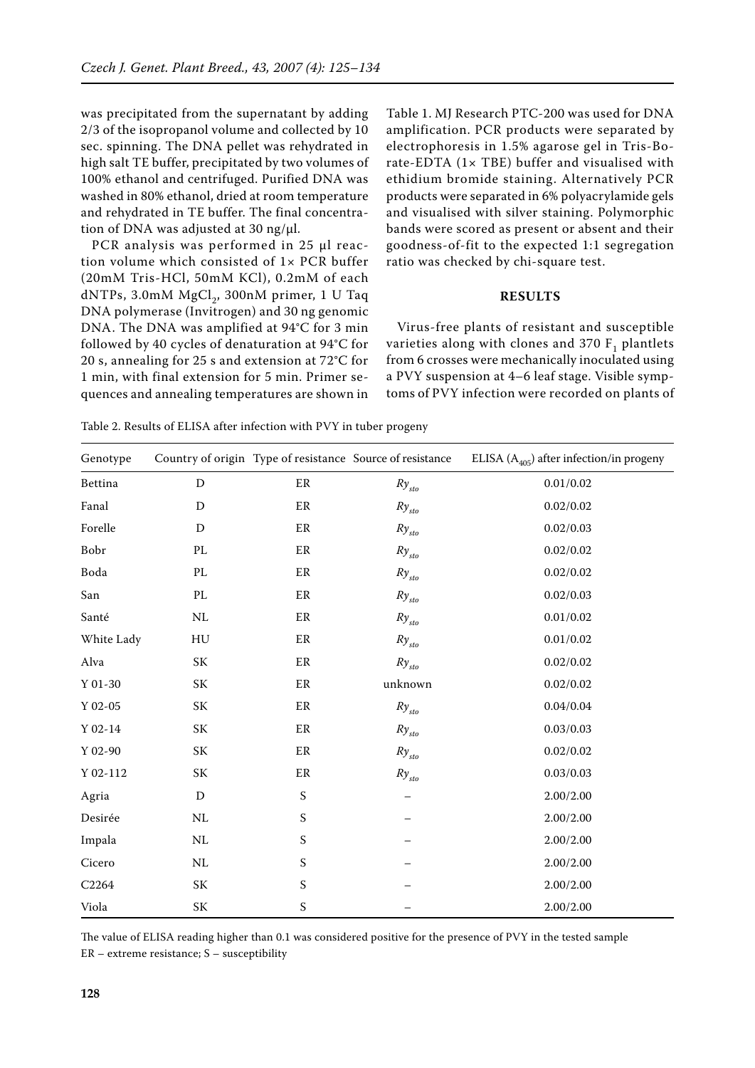was precipitated from the supernatant by adding 2/3 of the isopropanol volume and collected by 10 sec. spinning. The DNA pellet was rehydrated in high salt TE buffer, precipitated by two volumes of 100% ethanol and centrifuged. Purified DNA was washed in 80% ethanol, dried at room temperature and rehydrated in TE buffer. The final concentration of DNA was adjusted at 30 ng/µl.

PCR analysis was performed in 25 µl reaction volume which consisted of 1× PCR buffer (20mM Tris-HCl, 50mM KCl), 0.2mM of each dNTPs, 3.0mM $MgCl_2$, 300nM primer, 1 U Taq DNA polymerase (Invitrogen) and 30 ng genomic DNA. The DNA was amplified at 94°C for 3 min followed by 40 cycles of denaturation at 94°C for 20 s, annealing for 25 s and extension at 72°C for 1 min, with final extension for 5 min. Primer sequences and annealing temperatures are shown in Table 1. MJ Research PTC-200 was used for DNA amplification. PCR products were separated by electrophoresis in 1.5% agarose gel in Tris-Borate-EDTA (1× TBE) buffer and visualised with ethidium bromide staining. Alternatively PCR products were separated in 6% polyacrylamide gels and visualised with silver staining. Polymorphic bands were scored as present or absent and their goodness-of-fit to the expected 1:1 segregation ratio was checked by chi-square test.

## RESULTS

Virus-free plants of resistant and susceptible varieties along with clones and 370 $F_1$ plantlets from 6 crosses were mechanically inoculated using a PVY suspension at 4–6 leaf stage. Visible symptoms of PVY infection were recorded on plants of

Table 2. Results of ELISA after infection with PVY in tuber progeny

| Genotype | Country of origin | Type of resistance | Source of resistance | ELISA ($A_{405}$) after infection/in progeny |
|---|---|---|---|---|
| Bettina | D | ER | $Ry_{sto}$ | 0.01/0.02 |
| Fanal | D | ER | $Ry_{sto}$ | 0.02/0.02 |
| Forelle | D | ER | $Ry_{sto}$ | 0.02/0.03 |
| Bobr | PL | ER | $Ry_{sto}$ | 0.02/0.02 |
| Boda | PL | ER | $Ry_{sto}$ | 0.02/0.02 |
| San | PL | ER | $Ry_{sto}$ | 0.02/0.03 |
| Santé | NL | ER | $Ry_{sto}$ | 0.01/0.02 |
| White Lady | HU | ER | $Ry_{sto}$ | 0.01/0.02 |
| Alva | SK | ER | $Ry_{sto}$ | 0.02/0.02 |
| Y 01-30 | SK | ER | unknown | 0.02/0.02 |
| Y 02-05 | SK | ER | $Ry_{sto}$ | 0.04/0.04 |
| Y 02-14 | SK | ER | $Ry_{sto}$ | 0.03/0.03 |
| Y 02-90 | SK | ER | $Ry_{sto}$ | 0.02/0.02 |
| Y 02-112 | SK | ER | $Ry_{sto}$ | 0.03/0.03 |
| Agria | D | S | – | 2.00/2.00 |
| Desirée | NL | S | – | 2.00/2.00 |
| Impala | NL | S | – | 2.00/2.00 |
| Cicero | NL | S | – | 2.00/2.00 |
| C2264 | SK | S | – | 2.00/2.00 |
| Viola | SK | S | – | 2.00/2.00 |

The value of ELISA reading higher than 0.1 was considered positive for the presence of PVY in the tested sample
ER – extreme resistance; S – susceptibility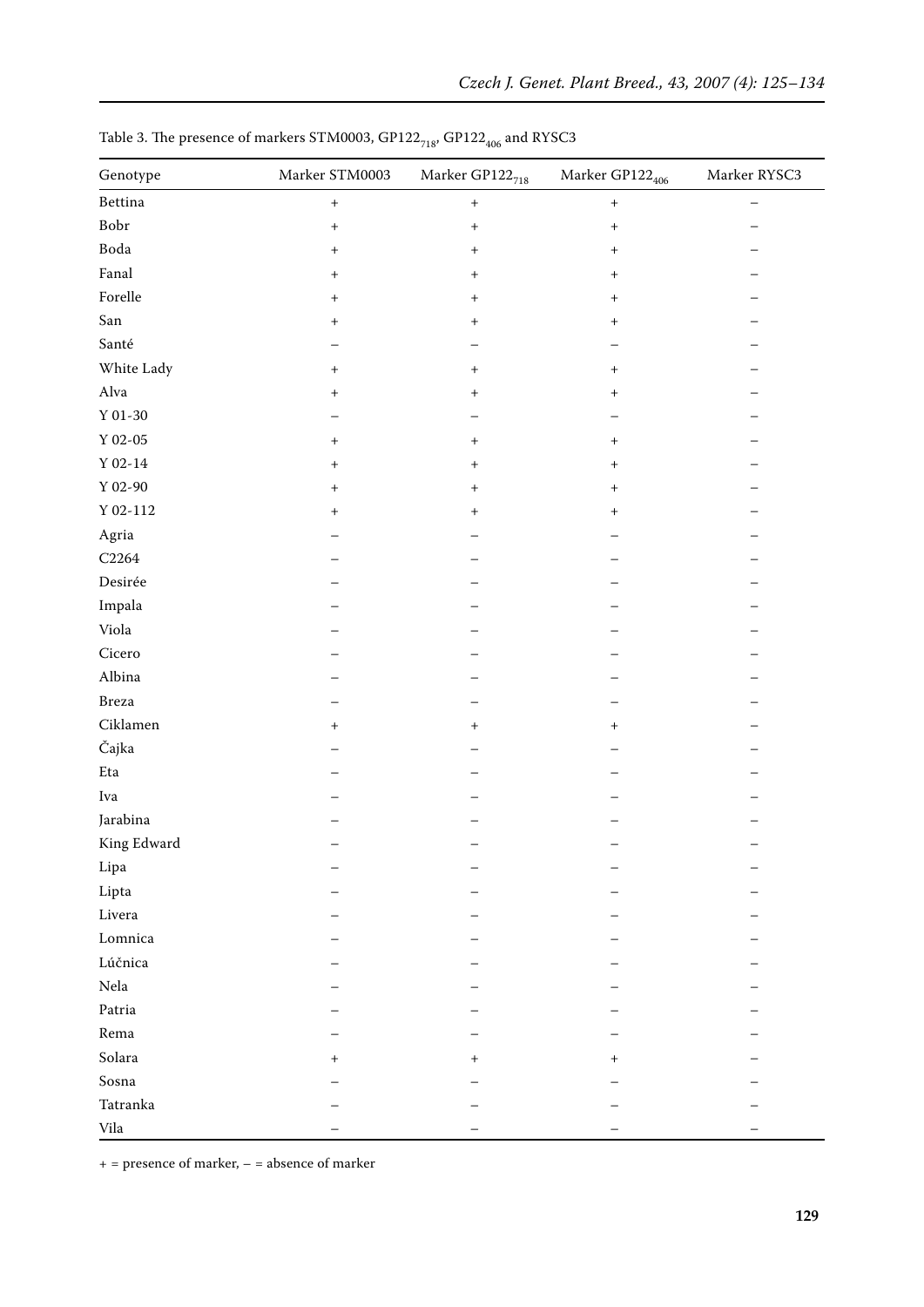Table 3. The presence of markers STM0003, $GP122_{718}$, $GP122_{406}$ and RYSC3

| Genotype | Marker STM0003 | Marker $GP122_{718}$ | Marker $GP122_{406}$ | Marker RYSC3 |
|---|---|---|---|---|
| Bettina | + | + | + | – |
| Bobr | + | + | + | – |
| Boda | + | + | + | – |
| Fanal | + | + | + | – |
| Forelle | + | + | + | – |
| San | + | + | + | – |
| Santé | – | – | – | – |
| White Lady | + | + | + | – |
| Alva | + | + | + | – |
| Y 01-30 | – | – | – | – |
| Y 02-05 | + | + | + | – |
| Y 02-14 | + | + | + | – |
| Y 02-90 | + | + | + | – |
| Y 02-112 | + | + | + | – |
| Agria | – | – | – | – |
| C2264 | – | – | – | – |
| Desirée | – | – | – | – |
| Impala | – | – | – | – |
| Viola | – | – | – | – |
| Cicero | – | – | – | – |
| Albina | – | – | – | – |
| Breza | – | – | – | – |
| Ciklamen | + | + | + | – |
| Čajka | – | – | – | – |
| Eta | – | – | – | – |
| Iva | – | – | – | – |
| Jarabina | – | – | – | – |
| King Edward | – | – | – | – |
| Lipa | – | – | – | – |
| Lipta | – | – | – | – |
| Livera | – | – | – | – |
| Lomnica | – | – | – | – |
| Lúčnica | – | – | – | – |
| Nela | – | – | – | – |
| Patria | – | – | – | – |
| Rema | – | – | – | – |
| Solara | + | + | + | – |
| Sosna | – | – | – | – |
| Tatranka | – | – | – | – |
| Vila | – | – | – | – |

+ = presence of marker, – = absence of marker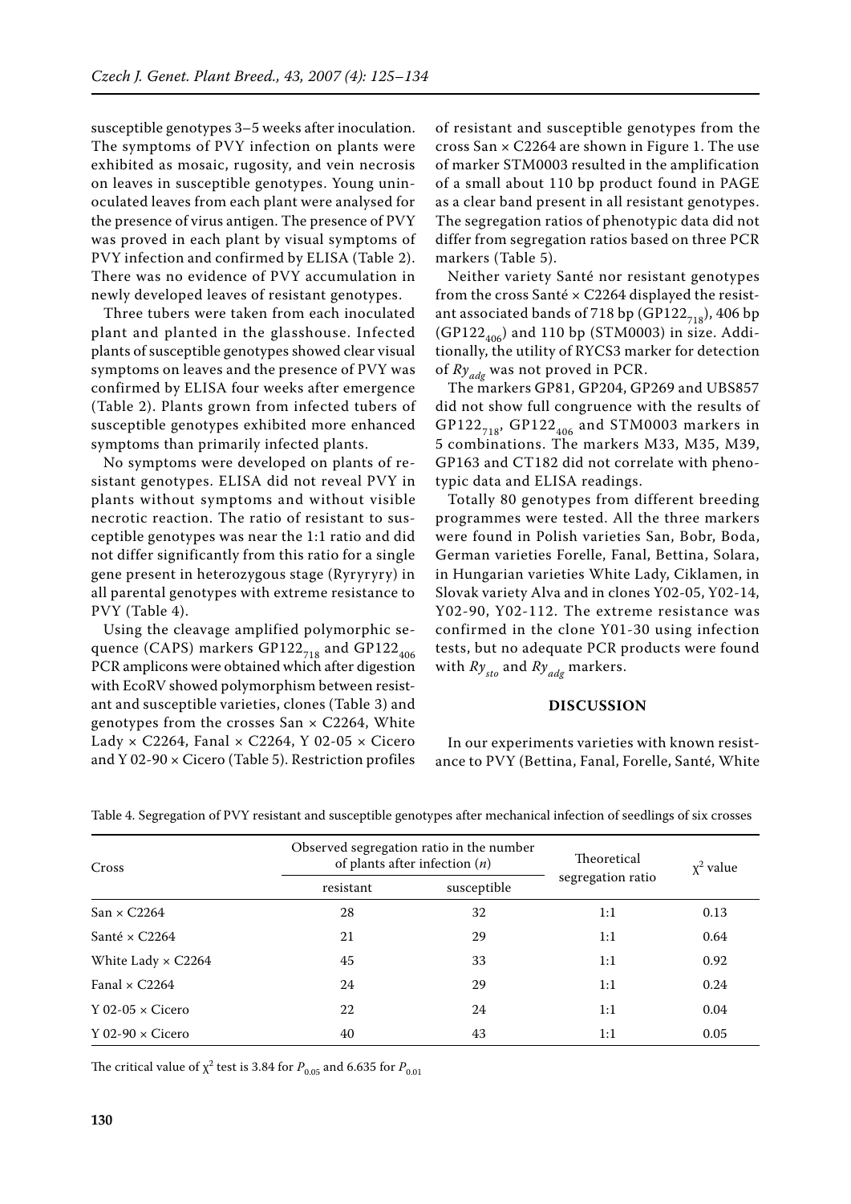susceptible genotypes 3–5 weeks after inoculation. The symptoms of PVY infection on plants were exhibited as mosaic, rugosity, and vein necrosis on leaves in susceptible genotypes. Young uninoculated leaves from each plant were analysed for the presence of virus antigen. The presence of PVY was proved in each plant by visual symptoms of PVY infection and confirmed by ELISA (Table 2). There was no evidence of PVY accumulation in newly developed leaves of resistant genotypes.

Three tubers were taken from each inoculated plant and planted in the glasshouse. Infected plants of susceptible genotypes showed clear visual symptoms on leaves and the presence of PVY was confirmed by ELISA four weeks after emergence (Table 2). Plants grown from infected tubers of susceptible genotypes exhibited more enhanced symptoms than primarily infected plants.

No symptoms were developed on plants of resistant genotypes. ELISA did not reveal PVY in plants without symptoms and without visible necrotic reaction. The ratio of resistant to susceptible genotypes was near the 1:1 ratio and did not differ significantly from this ratio for a single gene present in heterozygous stage (Ryryryry) in all parental genotypes with extreme resistance to PVY (Table 4).

Using the cleavage amplified polymorphic sequence (CAPS) markers $GP122_{718}$ and $GP122_{406}$ PCR amplicons were obtained which after digestion with EcoRV showed polymorphism between resistant and susceptible varieties, clones (Table 3) and genotypes from the crosses San × C2264, White Lady × C2264, Fanal × C2264, Y 02-05 × Cicero and Y 02-90 × Cicero (Table 5). Restriction profiles of resistant and susceptible genotypes from the cross San × C2264 are shown in Figure 1. The use of marker STM0003 resulted in the amplification of a small about 110 bp product found in PAGE as a clear band present in all resistant genotypes. The segregation ratios of phenotypic data did not differ from segregation ratios based on three PCR markers (Table 5).

Neither variety Santé nor resistant genotypes from the cross Santé × C2264 displayed the resistant associated bands of 718 bp ($GP122_{718}$), 406 bp ($GP122_{406}$) and 110 bp (STM0003) in size. Additionally, the utility of RYCS3 marker for detection of $Ry_{adg}$ was not proved in PCR.

The markers GP81, GP204, GP269 and UBS857 did not show full congruence with the results of $GP122_{718}$, $GP122_{406}$ and STM0003 markers in 5 combinations. The markers M33, M35, M39, GP163 and CT182 did not correlate with phenotypic data and ELISA readings.

Totally 80 genotypes from different breeding programmes were tested. All the three markers were found in Polish varieties San, Bobr, Boda, German varieties Forelle, Fanal, Bettina, Solara, in Hungarian varieties White Lady, Ciklamen, in Slovak variety Alva and in clones Y02-05, Y02-14, Y02-90, Y02-112. The extreme resistance was confirmed in the clone Y01-30 using infection tests, but no adequate PCR products were found with $Ry_{sto}$ and $Ry_{adg}$ markers.

## DISCUSSION

In our experiments varieties with known resistance to PVY (Bettina, Fanal, Forelle, Santé, White

Table 4. Segregation of PVY resistant and susceptible genotypes after mechanical infection of seedlings of six crosses

| Cross | Observed segregation ratio in the number of plants after infection ($n$) | | Theoretical segregation ratio | $\chi^2$ value |
|---|---|---|---|---|
| | resistant | susceptible | | |
| San × C2264 | 28 | 32 | 1:1 | 0.13 |
| Santé × C2264 | 21 | 29 | 1:1 | 0.64 |
| White Lady × C2264 | 45 | 33 | 1:1 | 0.92 |
| Fanal × C2264 | 24 | 29 | 1:1 | 0.24 |
| Y 02-05 × Cicero | 22 | 24 | 1:1 | 0.04 |
| Y 02-90 × Cicero | 40 | 43 | 1:1 | 0.05 |

The critical value of $\chi^2$ test is 3.84 for $P_{0.05}$ and 6.635 for $P_{0.01}$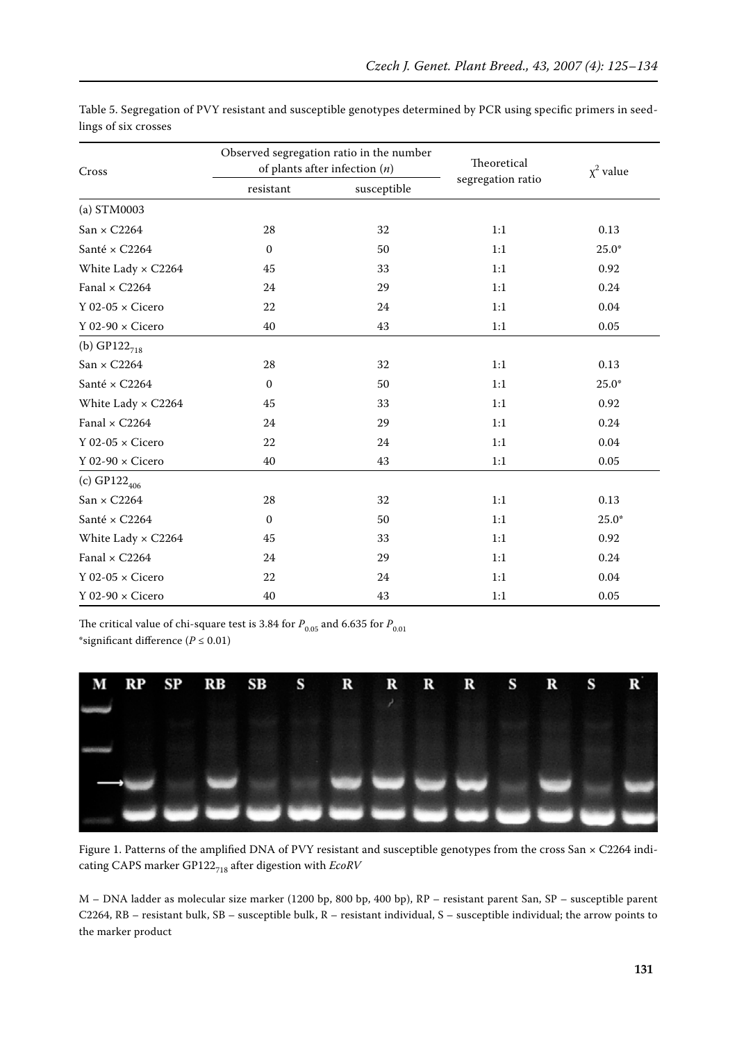Table 5. Segregation of PVY resistant and susceptible genotypes determined by PCR using specific primers in seedlings of six crosses

| Cross | Observed segregation ratio in the number of plants after infection ($n$) | | Theoretical segregation ratio | $\chi^2$ value |
|---|---|---|---|---|
| | resistant | susceptible | | |
| (a) STM0003 | | | | |
| San × C2264 | 28 | 32 | 1:1 | 0.13 |
| Santé × C2264 | 0 | 50 | 1:1 | 25.0* |
| White Lady × C2264 | 45 | 33 | 1:1 | 0.92 |
| Fanal × C2264 | 24 | 29 | 1:1 | 0.24 |
| Y 02-05 × Cicero | 22 | 24 | 1:1 | 0.04 |
| Y 02-90 × Cicero | 40 | 43 | 1:1 | 0.05 |
| (b) $GP122_{718}$ | | | | |
| San × C2264 | 28 | 32 | 1:1 | 0.13 |
| Santé × C2264 | 0 | 50 | 1:1 | 25.0* |
| White Lady × C2264 | 45 | 33 | 1:1 | 0.92 |
| Fanal × C2264 | 24 | 29 | 1:1 | 0.24 |
| Y 02-05 × Cicero | 22 | 24 | 1:1 | 0.04 |
| Y 02-90 × Cicero | 40 | 43 | 1:1 | 0.05 |
| (c) $GP122_{406}$ | | | | |
| San × C2264 | 28 | 32 | 1:1 | 0.13 |
| Santé × C2264 | 0 | 50 | 1:1 | 25.0* |
| White Lady × C2264 | 45 | 33 | 1:1 | 0.92 |
| Fanal × C2264 | 24 | 29 | 1:1 | 0.24 |
| Y 02-05 × Cicero | 22 | 24 | 1:1 | 0.04 |
| Y 02-90 × Cicero | 40 | 43 | 1:1 | 0.05 |

The critical value of chi-square test is 3.84 for $P_{0.05}$ and 6.635 for $P_{0.01}$

*significant difference ($P \leq 0.01$)

Figure 1. Patterns of the amplified DNA of PVY resistant and susceptible genotypes from the cross San × C2264 indicating CAPS marker $GP122_{718}$ after digestion with *EcoRV*

M – DNA ladder as molecular size marker (1200 bp, 800 bp, 400 bp), RP – resistant parent San, SP – susceptible parent C2264, RB – resistant bulk, SB – susceptible bulk, R – resistant individual, S – susceptible individual; the arrow points to the marker product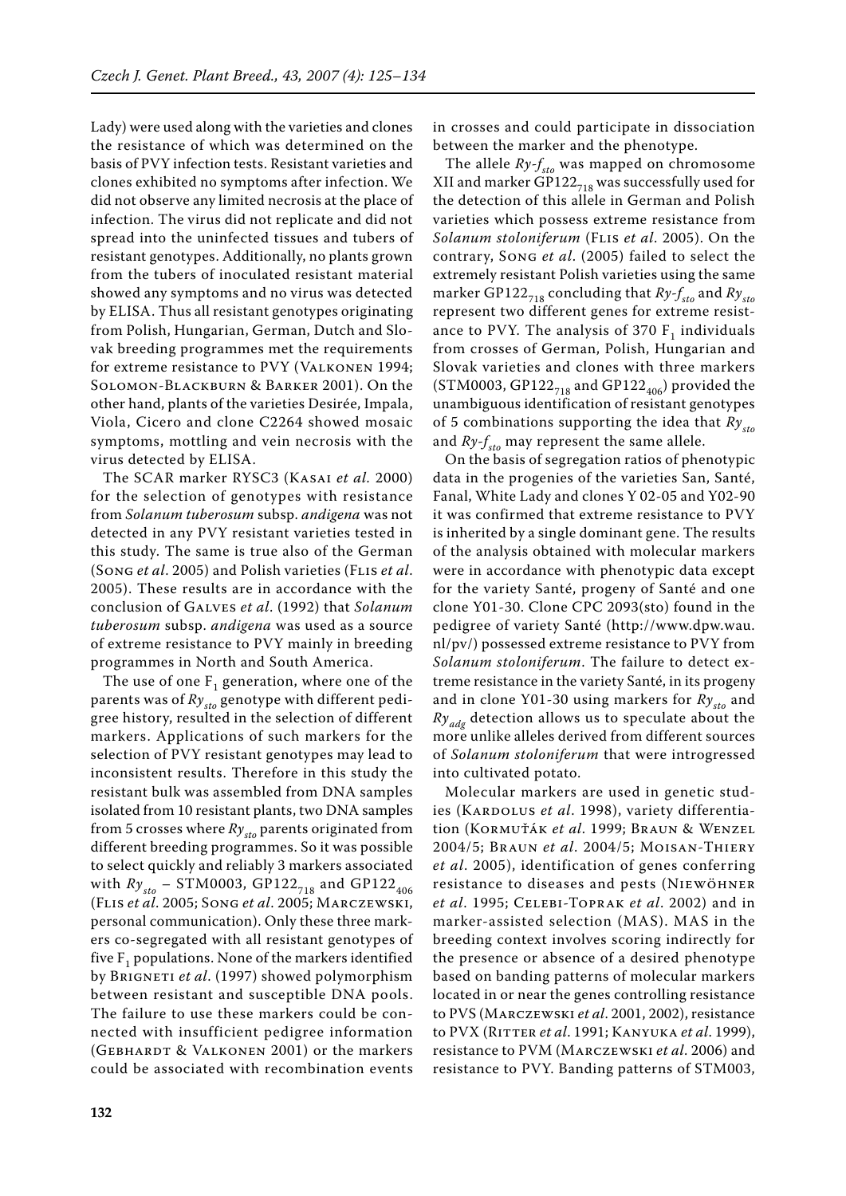Lady) were used along with the varieties and clones the resistance of which was determined on the basis of PVY infection tests. Resistant varieties and clones exhibited no symptoms after infection. We did not observe any limited necrosis at the place of infection. The virus did not replicate and did not spread into the uninfected tissues and tubers of resistant genotypes. Additionally, no plants grown from the tubers of inoculated resistant material showed any symptoms and no virus was detected by ELISA. Thus all resistant genotypes originating from Polish, Hungarian, German, Dutch and Slovak breeding programmes met the requirements for extreme resistance to PVY (Valkonen 1994; Solomon-Blackburn & Barker 2001). On the other hand, plants of the varieties Desirée, Impala, Viola, Cicero and clone C2264 showed mosaic symptoms, mottling and vein necrosis with the virus detected by ELISA.

The SCAR marker RYSC3 (Kasai *et al.* 2000) for the selection of genotypes with resistance from *Solanum tuberosum* subsp. *andigena* was not detected in any PVY resistant varieties tested in this study. The same is true also of the German (Song *et al*. 2005) and Polish varieties (Flis *et al*. 2005). These results are in accordance with the conclusion of Galves *et al*. (1992) that *Solanum tuberosum* subsp. *andigena* was used as a source of extreme resistance to PVY mainly in breeding programmes in North and South America.

The use of one $F_1$ generation, where one of the parents was of $Ry_{sto}$ genotype with different pedigree history, resulted in the selection of different markers. Applications of such markers for the selection of PVY resistant genotypes may lead to inconsistent results. Therefore in this study the resistant bulk was assembled from DNA samples isolated from 10 resistant plants, two DNA samples from 5 crosses where $Ry_{sto}$ parents originated from different breeding programmes. So it was possible to select quickly and reliably 3 markers associated with $Ry_{sto}$ – STM0003, $GP122_{718}$ and $GP122_{406}$ (Flis *et al*. 2005; Song *et al*. 2005; Marczewski, personal communication). Only these three markers co-segregated with all resistant genotypes of five $F_1$ populations. None of the markers identified by Brigneti *et al*. (1997) showed polymorphism between resistant and susceptible DNA pools. The failure to use these markers could be connected with insufficient pedigree information (Gebhardt & Valkonen 2001) or the markers could be associated with recombination events in crosses and could participate in dissociation between the marker and the phenotype.

The allele $Ry\text{-}f_{sto}$ was mapped on chromosome XII and marker $GP122_{718}$ was successfully used for the detection of this allele in German and Polish varieties which possess extreme resistance from *Solanum stoloniferum* (Flis *et al.* 2005). On the contrary, Song *et al*. (2005) failed to select the extremely resistant Polish varieties using the same marker $GP122_{718}$ concluding that $Ry\text{-}f_{sto}$ and $Ry_{sto}$ represent two different genes for extreme resistance to PVY. The analysis of 370 $F_1$ individuals from crosses of German, Polish, Hungarian and Slovak varieties and clones with three markers (STM0003, $GP122_{718}$ and $GP122_{406}$) provided the unambiguous identification of resistant genotypes of 5 combinations supporting the idea that $Ry_{sto}$ and $Ry\text{-}f_{sto}$ may represent the same allele.

On the basis of segregation ratios of phenotypic data in the progenies of the varieties San, Santé, Fanal, White Lady and clones Y 02-05 and Y02-90 it was confirmed that extreme resistance to PVY is inherited by a single dominant gene. The results of the analysis obtained with molecular markers were in accordance with phenotypic data except for the variety Santé, progeny of Santé and one clone Y01-30. Clone CPC 2093(sto) found in the pedigree of variety Santé (http://www.dpw.wau.nl/pv/) possessed extreme resistance to PVY from *Solanum stoloniferum*. The failure to detect extreme resistance in the variety Santé, in its progeny and in clone Y01-30 using markers for $Ry_{sto}$ and $Ry_{adg}$ detection allows us to speculate about the more unlike alleles derived from different sources of *Solanum stoloniferum* that were introgressed into cultivated potato.

Molecular markers are used in genetic studies (Kardolus *et al*. 1998), variety differentiation (Kormuťák *et al*. 1999; Braun & Wenzel 2004/5; Braun *et al*. 2004/5; Moisan-Thiery *et al*. 2005), identification of genes conferring resistance to diseases and pests (Niewöhner *et al*. 1995; Celebi-Toprak *et al.* 2002) and in marker-assisted selection (MAS). MAS in the breeding context involves scoring indirectly for the presence or absence of a desired phenotype based on banding patterns of molecular markers located in or near the genes controlling resistance to PVS (Marczewski *et al*. 2001, 2002), resistance to PVX (Ritter *et al*. 1991; Kanyuka *et al*. 1999), resistance to PVM (Marczewski *et al*. 2006) and resistance to PVY. Banding patterns of STM003,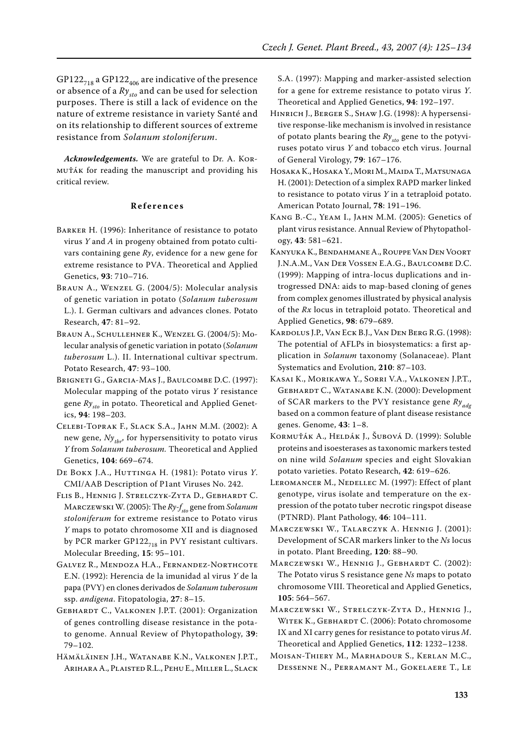$GP122_{718}$ a $GP122_{406}$ are indicative of the presence or absence of a $Ry_{sto}$ and can be used for selection purposes. There is still a lack of evidence on the nature of extreme resistance in variety Santé and on its relationship to different sources of extreme resistance from *Solanum stoloniferum*.

***Acknowledgements.*** We are grateful to Dr. A. Kormuťák for reading the manuscript and providing his critical review.

## References

Barker H. (1996): Inheritance of resistance to potato virus *Y* and *A* in progeny obtained from potato cultivars containing gene *Ry*, evidence for a new gene for extreme resistance to PVA. Theoretical and Applied Genetics, **93**: 710–716.

Braun A., Wenzel G. (2004/5): Molecular analysis of genetic variation in potato (*Solanum tuberosum* L.). I. German cultivars and advances clones. Potato Research, **47**: 81–92.

Braun A., Schullehner K., Wenzel G. (2004/5): Molecular analysis of genetic variation in potato (*Solanum tuberosum* L.). II. International cultivar spectrum. Potato Research, **47**: 93–100.

Brigneti G., Garcia-Mas J., Baulcombe D.C. (1997): Molecular mapping of the potato virus *Y* resistance gene $Ry_{sto}$ in potato. Theoretical and Applied Genetics, **94**: 198–203.

Celebi-Toprak F., Slack S.A., Jahn M.M. (2002): A new gene, $Ny_{tbr}$, for hypersensitivity to potato virus *Y* from *Solanum tuberosum.* Theoretical and Applied Genetics, **104**: 669–674.

De Bokx J.A., Huttinga H. (1981): Potato virus *Y*. CMI/AAB Description of P1ant Viruses No. 242.

Flis B., Hennig J. Strelczyk-Zyta D., Gebhardt C. Marczewski W. (2005): The $Ry\text{-}f_{sto}$ gene from *Solanum stoloniferum* for extreme resistance to Potato virus *Y* maps to potato chromosome XII and is diagnosed by PCR marker $GP122_{718}$ in PVY resistant cultivars. Molecular Breeding, **15**: 95–101.

Galvez R., Mendoza H.A., Fernandez-Northcote E.N. (1992): Herencia de la imunidad al virus *Y* de la papa (PVY) en clones derivados de *Solanum tuberosum* ssp. *andigena.* Fitopatologia, **27**: 8–15.

Gebhardt C., Valkonen J.P.T. (2001): Organization of genes controlling disease resistance in the potato genome. Annual Review of Phytopathology, **39**: 79–102.

Hämäläinen J.H., Watanabe K.N., Valkonen J.P.T., Arihara A., Plaisted R.L., Pehu E., Miller L., Slack S.A. (1997): Mapping and marker-assisted selection for a gene for extreme resistance to potato virus *Y*. Theoretical and Applied Genetics, **94**: 192–197.

Hinrich J., Berger S., Shaw J.G. (1998): A hypersensitive response-like mechanism is involved in resistance of potato plants bearing the $Ry_{sto}$ gene to the potyviruses potato virus *Y* and tobacco etch virus. Journal of General Virology, **79**: 167–176.

Hosaka K., Hosaka Y., Mori M., Maida T., Matsunaga H. (2001): Detection of a simplex RAPD marker linked to resistance to potato virus *Y* in a tetraploid potato. American Potato Journal, **78**: 191–196.

Kang B.-C., Yeam I., Jahn M.M. (2005): Genetics of plant virus resistance. Annual Review of Phytopathology, **43**: 581–621.

Kanyuka K., Bendahmane A., Rouppe Van Den Voort J.N.A.M., Van Der Vossen E.A.G., Baulcombe D.C. (1999): Mapping of intra-locus duplications and introgressed DNA: aids to map-based cloning of genes from complex genomes illustrated by physical analysis of the *Rx* locus in tetraploid potato. Theoretical and Applied Genetics, **98**: 679–689.

Kardolus J.P., Van Eck B.J., Van Den Berg R.G. (1998): The potential of AFLPs in biosystematics: a first application in *Solanum* taxonomy (Solanaceae). Plant Systematics and Evolution, **210**: 87–103.

Kasai K., Morikawa Y., Sorri V.A., Valkonen J.P.T., Gebhardt C., Watanabe K.N. (2000): Development of SCAR markers to the PVY resistance gene $Ry_{adg}$ based on a common feature of plant disease resistance genes. Genome, **43**: 1–8.

Kormuťák A., Heldák J., Šubová D. (1999): Soluble proteins and isoesterases as taxonomic markers tested on nine wild *Solanum* species and eight Slovakian potato varieties. Potato Research, **42**: 619–626.

Leromancer M., Nedellec M. (1997): Effect of plant genotype, virus isolate and temperature on the expression of the potato tuber necrotic ringspot disease (PTNRD). Plant Pathology, **46**: 104–111.

Marczewski W., Talarczyk A. Hennig J. (2001): Development of SCAR markers linker to the *Ns* locus in potato. Plant Breeding, **120**: 88–90.

Marczewski W., Hennig J., Gebhardt C. (2002): The Potato virus S resistance gene *Ns* maps to potato chromosome VIII. Theoretical and Applied Genetics, **105**: 564–567.

Marczewski W., Strelczyk-Zyta D., Hennig J., Witek K., Gebhardt C. (2006): Potato chromosome IX and XI carry genes for resistance to potato virus *M*. Theoretical and Applied Genetics, **112**: 1232–1238.

Moisan-Thiery M., Marhadour S., Kerlan M.C., Dessenne N., Perramant M., Gokelaere T., Le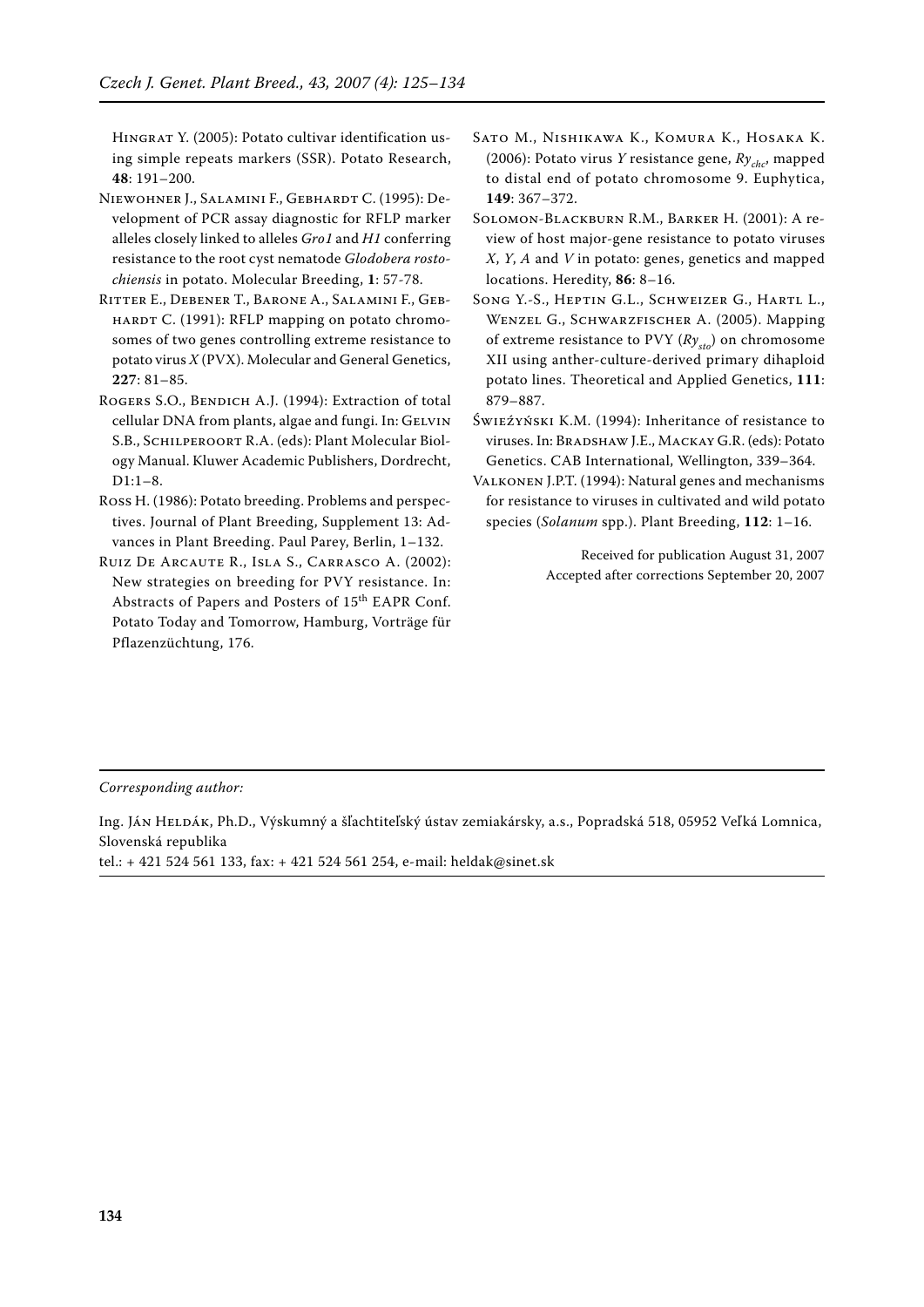Hingrat Y. (2005): Potato cultivar identification using simple repeats markers (SSR). Potato Research, **48**: 191–200.

Niewohner J., Salamini F., Gebhardt C. (1995): Development of PCR assay diagnostic for RFLP marker alleles closely linked to alleles *Gro1* and *H1* conferring resistance to the root cyst nematode *Glodobera rostochiensis* in potato. Molecular Breeding, **1**: 57-78.

Ritter E., Debener T., Barone A., Salamini F., Gebhardt C. (1991): RFLP mapping on potato chromosomes of two genes controlling extreme resistance to potato virus *X* (PVX). Molecular and General Genetics, **227**: 81–85.

Rogers S.O., Bendich A.J. (1994): Extraction of total cellular DNA from plants, algae and fungi. In: Gelvin S.B., Schilperoort R.A. (eds): Plant Molecular Biology Manual. Kluwer Academic Publishers, Dordrecht, D1:1–8.

Ross H. (1986): Potato breeding. Problems and perspectives. Journal of Plant Breeding, Supplement 13: Advances in Plant Breeding. Paul Parey, Berlin, 1–132.

Ruiz De Arcaute R., Isla S., Carrasco A. (2002): New strategies on breeding for PVY resistance. In: Abstracts of Papers and Posters of 15th EAPR Conf. Potato Today and Tomorrow, Hamburg, Vorträge für Pflazenzüchtung, 176.

Sato M., Nishikawa K., Komura K., Hosaka K. (2006): Potato virus *Y* resistance gene, $Ry_{chc}$, mapped to distal end of potato chromosome 9. Euphytica, **149**: 367–372.

Solomon-Blackburn R.M., Barker H. (2001): A review of host major-gene resistance to potato viruses *X*, *Y*, *A* and *V* in potato: genes, genetics and mapped locations. Heredity, **86**: 8–16.

Song Y.-S., Heptin G.L., Schweizer G., Hartl L., Wenzel G., Schwarzfischer A. (2005). Mapping of extreme resistance to PVY ($Ry_{sto}$) on chromosome XII using anther-culture-derived primary dihaploid potato lines. Theoretical and Applied Genetics, **111**: 879–887.

Świeźyński K.M. (1994): Inheritance of resistance to viruses. In: Bradshaw J.E., Mackay G.R. (eds): Potato Genetics. CAB International, Wellington, 339–364.

Valkonen J.P.T. (1994): Natural genes and mechanisms for resistance to viruses in cultivated and wild potato species (*Solanum* spp.). Plant Breeding, **112**: 1–16.

Received for publication August 31, 2007
Accepted after corrections September 20, 2007

*Corresponding author:*

Ing. Ján Heldák, Ph.D., Výskumný a šľachtiteľský ústav zemiakársky, a.s., Popradská 518, 05952 Veľká Lomnica, Slovenská republika
tel.: + 421 524 561 133, fax: + 421 524 561 254, e-mail: heldak@sinet.sk